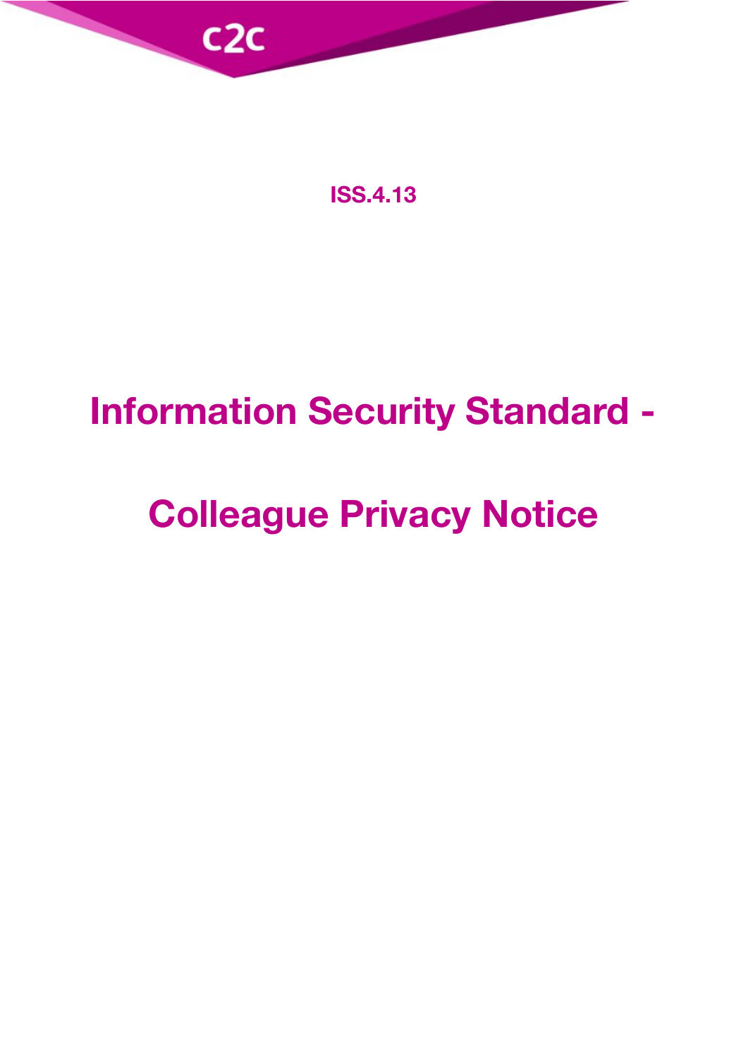c2c

ISS.4.13

# Information Security Standard -

# Colleague Privacy Notice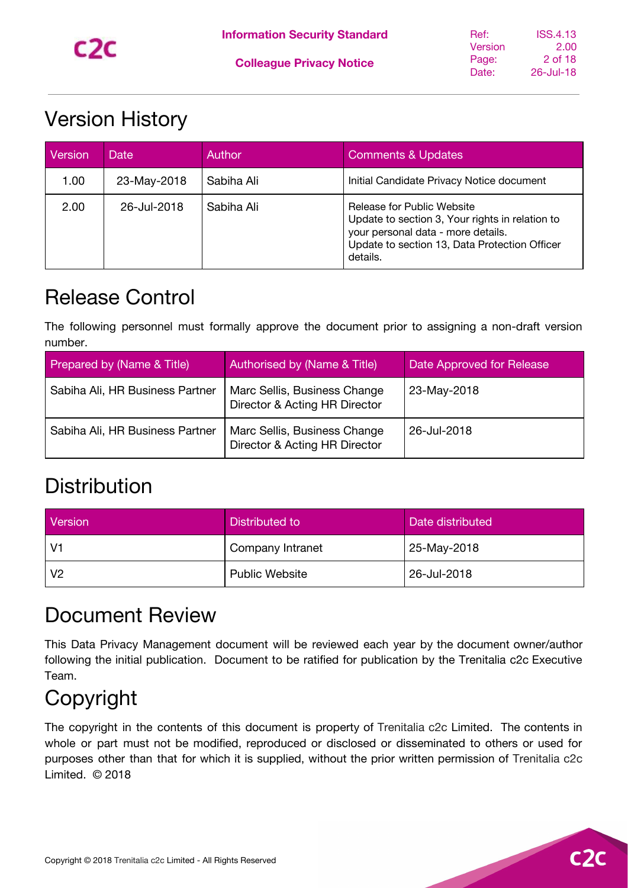# Version History

| Version | Date | Author | Comments & Updates |
|---|---|---|---|
| 1.00 | 23-May-2018 | Sabiha Ali | Initial Candidate Privacy Notice document |
| 2.00 | 26-Jul-2018 | Sabiha Ali | Release for Public Website<br>Update to section 3, Your rights in relation to your personal data - more details.<br>Update to section 13, Data Protection Officer details. |

# Release Control

The following personnel must formally approve the document prior to assigning a non-draft version number.

| Prepared by (Name & Title) | Authorised by (Name & Title) | Date Approved for Release |
|---|---|---|
| Sabiha Ali, HR Business Partner | Marc Sellis, Business Change Director & Acting HR Director | 23-May-2018 |
| Sabiha Ali, HR Business Partner | Marc Sellis, Business Change Director & Acting HR Director | 26-Jul-2018 |

# Distribution

| Version | Distributed to | Date distributed |
|---|---|---|
| V1 | Company Intranet | 25-May-2018 |
| V2 | Public Website | 26-Jul-2018 |

# Document Review

This Data Privacy Management document will be reviewed each year by the document owner/author following the initial publication. Document to be ratified for publication by the Trenitalia c2c Executive Team.

# Copyright

The copyright in the contents of this document is property of Trenitalia c2c Limited. The contents in whole or part must not be modified, reproduced or disclosed or disseminated to others or used for purposes other than that for which it is supplied, without the prior written permission of Trenitalia c2c Limited. © 2018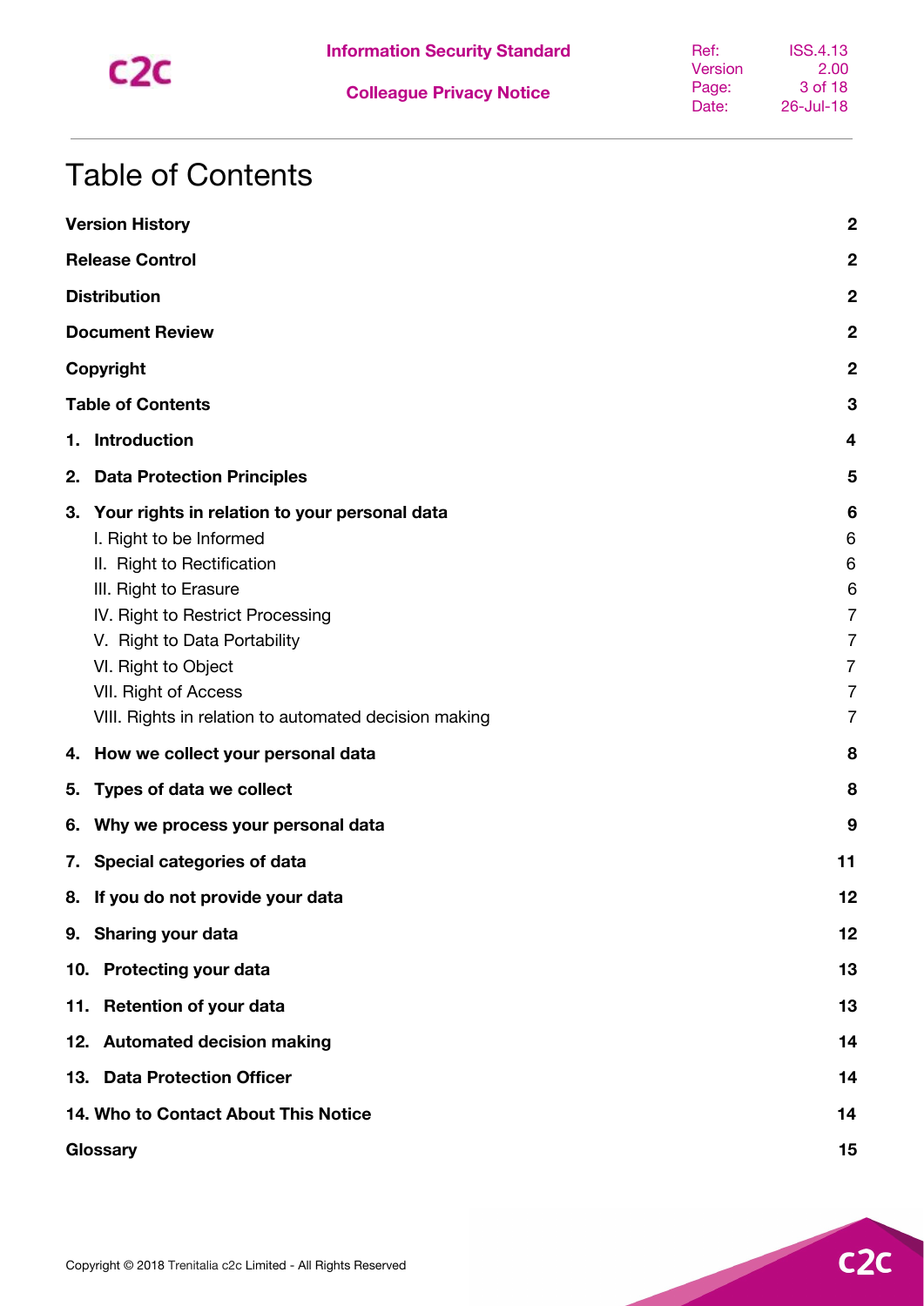# Table of Contents

| | |
|---|---|
| **Version History** | **2** |
| **Release Control** | **2** |
| **Distribution** | **2** |
| **Document Review** | **2** |
| **Copyright** | **2** |
| **Table of Contents** | **3** |
| **1. Introduction** | **4** |
| **2. Data Protection Principles** | **5** |
| **3. Your rights in relation to your personal data** | **6** |
| I. Right to be Informed | 6 |
| II. Right to Rectification | 6 |
| III. Right to Erasure | 6 |
| IV. Right to Restrict Processing | 7 |
| V. Right to Data Portability | 7 |
| VI. Right to Object | 7 |
| VII. Right of Access | 7 |
| VIII. Rights in relation to automated decision making | 7 |
| **4. How we collect your personal data** | **8** |
| **5. Types of data we collect** | **8** |
| **6. Why we process your personal data** | **9** |
| **7. Special categories of data** | **11** |
| **8. If you do not provide your data** | **12** |
| **9. Sharing your data** | **12** |
| **10. Protecting your data** | **13** |
| **11. Retention of your data** | **13** |
| **12. Automated decision making** | **14** |
| **13. Data Protection Officer** | **14** |
| **14. Who to Contact About This Notice** | **14** |
| **Glossary** | **15** |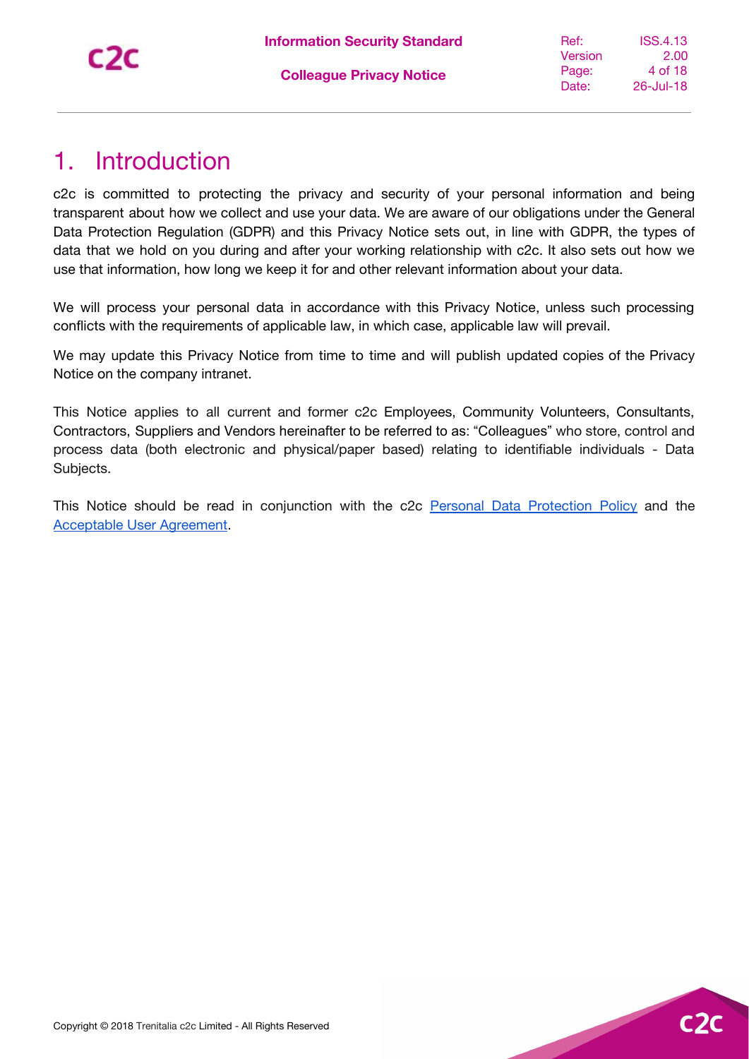# 1. Introduction

c2c is committed to protecting the privacy and security of your personal information and being transparent about how we collect and use your data. We are aware of our obligations under the General Data Protection Regulation (GDPR) and this Privacy Notice sets out, in line with GDPR, the types of data that we hold on you during and after your working relationship with c2c. It also sets out how we use that information, how long we keep it for and other relevant information about your data.

We will process your personal data in accordance with this Privacy Notice, unless such processing conflicts with the requirements of applicable law, in which case, applicable law will prevail.

We may update this Privacy Notice from time to time and will publish updated copies of the Privacy Notice on the company intranet.

This Notice applies to all current and former c2c Employees, Community Volunteers, Consultants, Contractors, Suppliers and Vendors hereinafter to be referred to as: "Colleagues" who store, control and process data (both electronic and physical/paper based) relating to identifiable individuals - Data Subjects.

This Notice should be read in conjunction with the c2c Personal Data Protection Policy and the Acceptable User Agreement.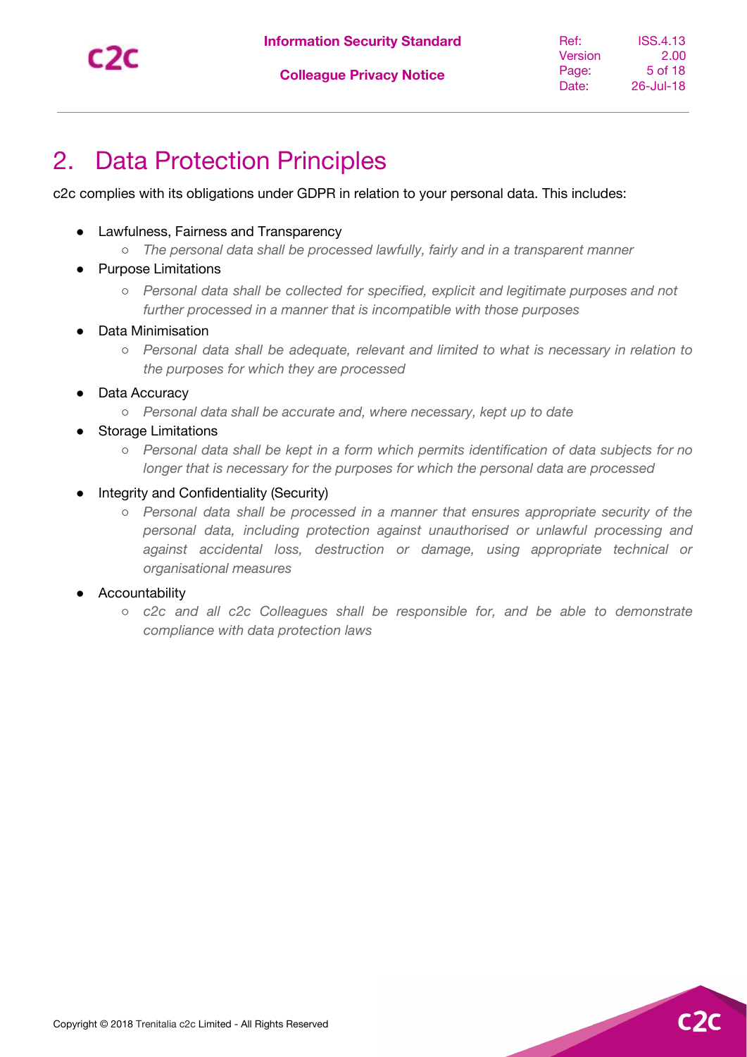# 2. Data Protection Principles

c2c complies with its obligations under GDPR in relation to your personal data. This includes:

- Lawfulness, Fairness and Transparency
  - *The personal data shall be processed lawfully, fairly and in a transparent manner*
- Purpose Limitations
  - *Personal data shall be collected for specified, explicit and legitimate purposes and not further processed in a manner that is incompatible with those purposes*
- Data Minimisation
  - *Personal data shall be adequate, relevant and limited to what is necessary in relation to the purposes for which they are processed*
- Data Accuracy
  - *Personal data shall be accurate and, where necessary, kept up to date*
- Storage Limitations
  - *Personal data shall be kept in a form which permits identification of data subjects for no longer that is necessary for the purposes for which the personal data are processed*
- Integrity and Confidentiality (Security)
  - *Personal data shall be processed in a manner that ensures appropriate security of the personal data, including protection against unauthorised or unlawful processing and against accidental loss, destruction or damage, using appropriate technical or organisational measures*
- Accountability
  - *c2c and all c2c Colleagues shall be responsible for, and be able to demonstrate compliance with data protection laws*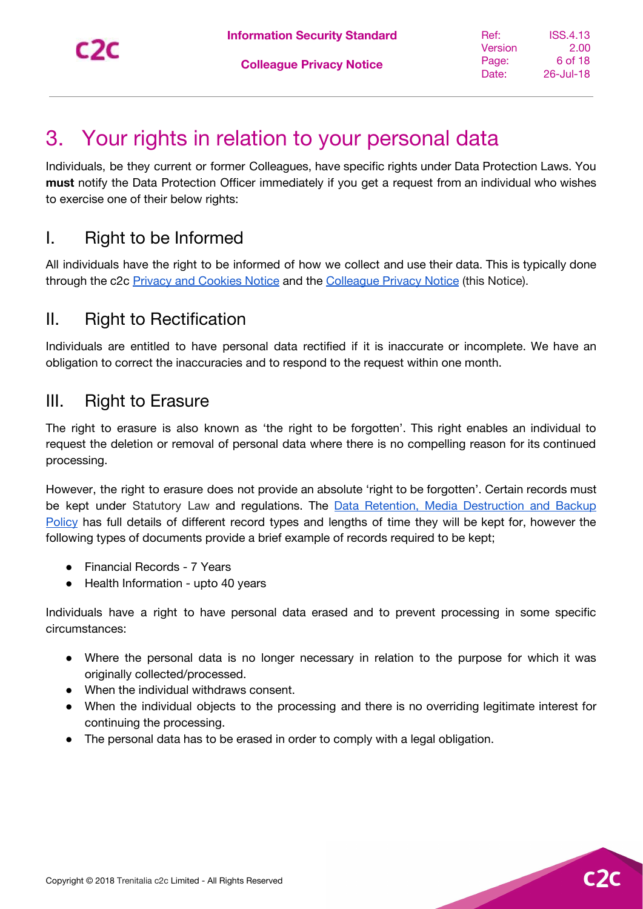# 3. Your rights in relation to your personal data

Individuals, be they current or former Colleagues, have specific rights under Data Protection Laws. You **must** notify the Data Protection Officer immediately if you get a request from an individual who wishes to exercise one of their below rights:

## I. Right to be Informed

All individuals have the right to be informed of how we collect and use their data. This is typically done through the c2c Privacy and Cookies Notice and the Colleague Privacy Notice (this Notice).

## II. Right to Rectification

Individuals are entitled to have personal data rectified if it is inaccurate or incomplete. We have an obligation to correct the inaccuracies and to respond to the request within one month.

## III. Right to Erasure

The right to erasure is also known as 'the right to be forgotten'. This right enables an individual to request the deletion or removal of personal data where there is no compelling reason for its continued processing.

However, the right to erasure does not provide an absolute 'right to be forgotten'. Certain records must be kept under Statutory Law and regulations. The Data Retention, Media Destruction and Backup Policy has full details of different record types and lengths of time they will be kept for, however the following types of documents provide a brief example of records required to be kept;

- Financial Records - 7 Years
- Health Information - upto 40 years

Individuals have a right to have personal data erased and to prevent processing in some specific circumstances:

- Where the personal data is no longer necessary in relation to the purpose for which it was originally collected/processed.
- When the individual withdraws consent.
- When the individual objects to the processing and there is no overriding legitimate interest for continuing the processing.
- The personal data has to be erased in order to comply with a legal obligation.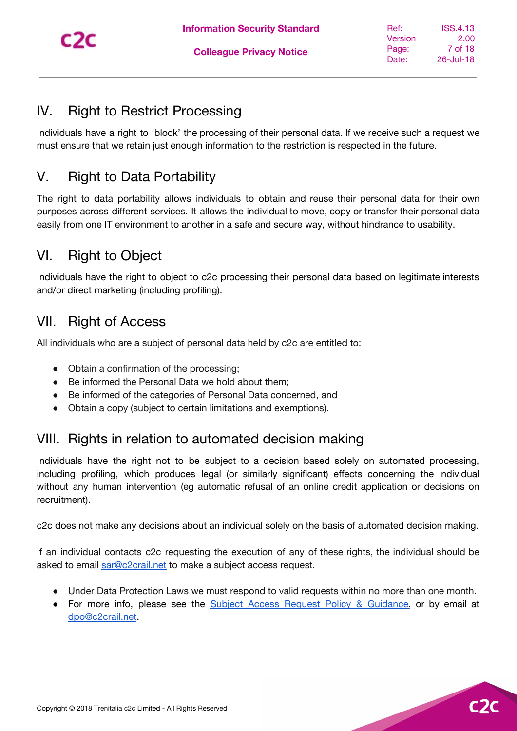## IV. Right to Restrict Processing

Individuals have a right to 'block' the processing of their personal data. If we receive such a request we must ensure that we retain just enough information to the restriction is respected in the future.

## V. Right to Data Portability

The right to data portability allows individuals to obtain and reuse their personal data for their own purposes across different services. It allows the individual to move, copy or transfer their personal data easily from one IT environment to another in a safe and secure way, without hindrance to usability.

## VI. Right to Object

Individuals have the right to object to c2c processing their personal data based on legitimate interests and/or direct marketing (including profiling).

## VII. Right of Access

All individuals who are a subject of personal data held by c2c are entitled to:

- Obtain a confirmation of the processing;
- Be informed the Personal Data we hold about them;
- Be informed of the categories of Personal Data concerned, and
- Obtain a copy (subject to certain limitations and exemptions).

## VIII. Rights in relation to automated decision making

Individuals have the right not to be subject to a decision based solely on automated processing, including profiling, which produces legal (or similarly significant) effects concerning the individual without any human intervention (eg automatic refusal of an online credit application or decisions on recruitment).

c2c does not make any decisions about an individual solely on the basis of automated decision making.

If an individual contacts c2c requesting the execution of any of these rights, the individual should be asked to email sar@c2crail.net to make a subject access request.

- Under Data Protection Laws we must respond to valid requests within no more than one month.
- For more info, please see the Subject Access Request Policy & Guidance, or by email at dpo@c2crail.net.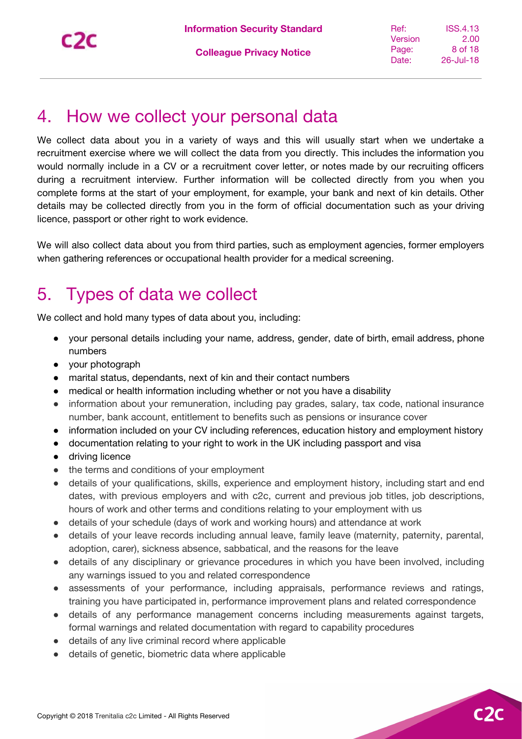## 4. How we collect your personal data

We collect data about you in a variety of ways and this will usually start when we undertake a recruitment exercise where we will collect the data from you directly. This includes the information you would normally include in a CV or a recruitment cover letter, or notes made by our recruiting officers during a recruitment interview. Further information will be collected directly from you when you complete forms at the start of your employment, for example, your bank and next of kin details. Other details may be collected directly from you in the form of official documentation such as your driving licence, passport or other right to work evidence.

We will also collect data about you from third parties, such as employment agencies, former employers when gathering references or occupational health provider for a medical screening.

## 5. Types of data we collect

We collect and hold many types of data about you, including:

- your personal details including your name, address, gender, date of birth, email address, phone numbers
- your photograph
- marital status, dependants, next of kin and their contact numbers
- medical or health information including whether or not you have a disability
- information about your remuneration, including pay grades, salary, tax code, national insurance number, bank account, entitlement to benefits such as pensions or insurance cover
- information included on your CV including references, education history and employment history
- documentation relating to your right to work in the UK including passport and visa
- driving licence
- the terms and conditions of your employment
- details of your qualifications, skills, experience and employment history, including start and end dates, with previous employers and with c2c, current and previous job titles, job descriptions, hours of work and other terms and conditions relating to your employment with us
- details of your schedule (days of work and working hours) and attendance at work
- details of your leave records including annual leave, family leave (maternity, paternity, parental, adoption, carer), sickness absence, sabbatical, and the reasons for the leave
- details of any disciplinary or grievance procedures in which you have been involved, including any warnings issued to you and related correspondence
- assessments of your performance, including appraisals, performance reviews and ratings, training you have participated in, performance improvement plans and related correspondence
- details of any performance management concerns including measurements against targets, formal warnings and related documentation with regard to capability procedures
- details of any live criminal record where applicable
- details of genetic, biometric data where applicable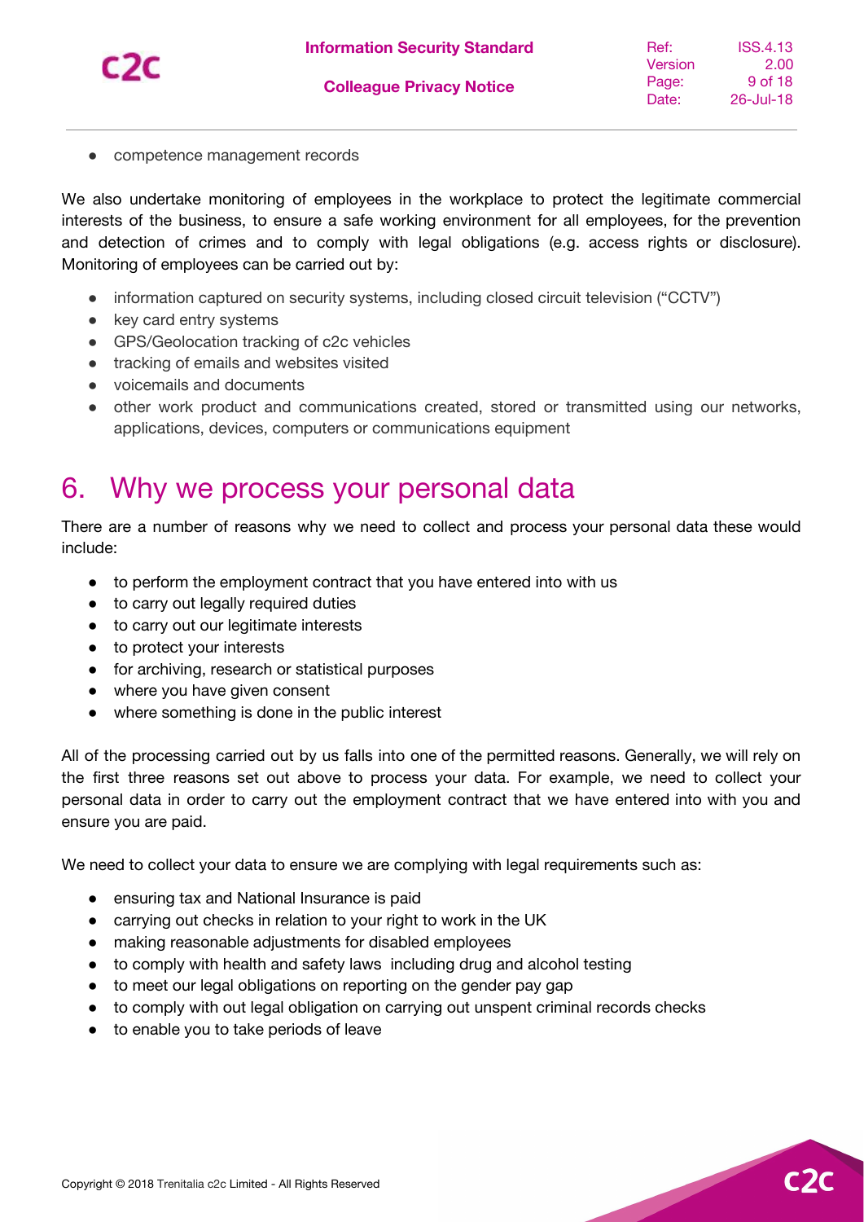- competence management records

We also undertake monitoring of employees in the workplace to protect the legitimate commercial interests of the business, to ensure a safe working environment for all employees, for the prevention and detection of crimes and to comply with legal obligations (e.g. access rights or disclosure). Monitoring of employees can be carried out by:

- information captured on security systems, including closed circuit television ("CCTV")
- key card entry systems
- GPS/Geolocation tracking of c2c vehicles
- tracking of emails and websites visited
- voicemails and documents
- other work product and communications created, stored or transmitted using our networks, applications, devices, computers or communications equipment

# 6. Why we process your personal data

There are a number of reasons why we need to collect and process your personal data these would include:

- to perform the employment contract that you have entered into with us
- to carry out legally required duties
- to carry out our legitimate interests
- to protect your interests
- for archiving, research or statistical purposes
- where you have given consent
- where something is done in the public interest

All of the processing carried out by us falls into one of the permitted reasons. Generally, we will rely on the first three reasons set out above to process your data. For example, we need to collect your personal data in order to carry out the employment contract that we have entered into with you and ensure you are paid.

We need to collect your data to ensure we are complying with legal requirements such as:

- ensuring tax and National Insurance is paid
- carrying out checks in relation to your right to work in the UK
- making reasonable adjustments for disabled employees
- to comply with health and safety laws including drug and alcohol testing
- to meet our legal obligations on reporting on the gender pay gap
- to comply with out legal obligation on carrying out unspent criminal records checks
- to enable you to take periods of leave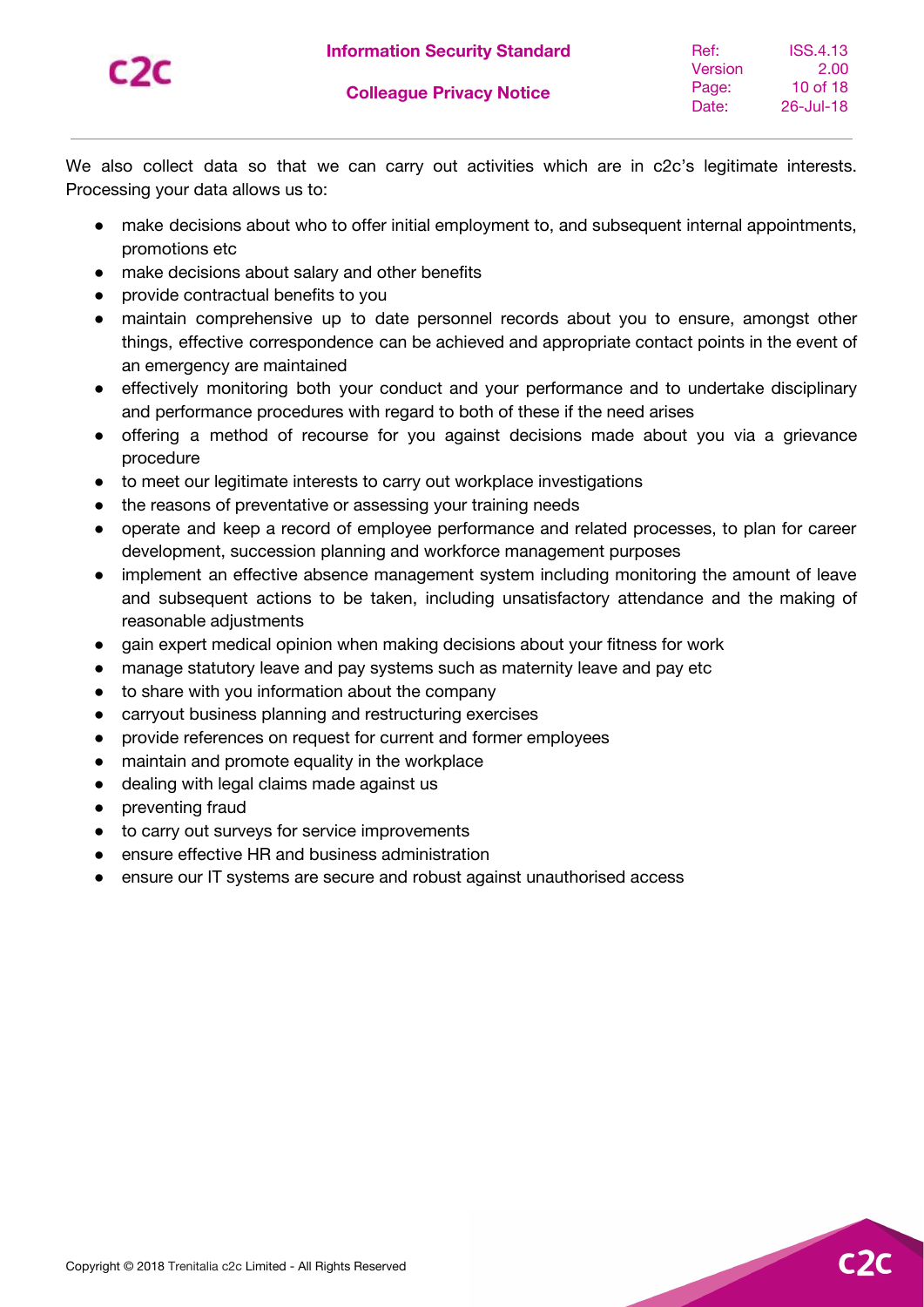We also collect data so that we can carry out activities which are in c2c's legitimate interests. Processing your data allows us to:

- make decisions about who to offer initial employment to, and subsequent internal appointments, promotions etc
- make decisions about salary and other benefits
- provide contractual benefits to you
- maintain comprehensive up to date personnel records about you to ensure, amongst other things, effective correspondence can be achieved and appropriate contact points in the event of an emergency are maintained
- effectively monitoring both your conduct and your performance and to undertake disciplinary and performance procedures with regard to both of these if the need arises
- offering a method of recourse for you against decisions made about you via a grievance procedure
- to meet our legitimate interests to carry out workplace investigations
- the reasons of preventative or assessing your training needs
- operate and keep a record of employee performance and related processes, to plan for career development, succession planning and workforce management purposes
- implement an effective absence management system including monitoring the amount of leave and subsequent actions to be taken, including unsatisfactory attendance and the making of reasonable adjustments
- gain expert medical opinion when making decisions about your fitness for work
- manage statutory leave and pay systems such as maternity leave and pay etc
- to share with you information about the company
- carryout business planning and restructuring exercises
- provide references on request for current and former employees
- maintain and promote equality in the workplace
- dealing with legal claims made against us
- preventing fraud
- to carry out surveys for service improvements
- ensure effective HR and business administration
- ensure our IT systems are secure and robust against unauthorised access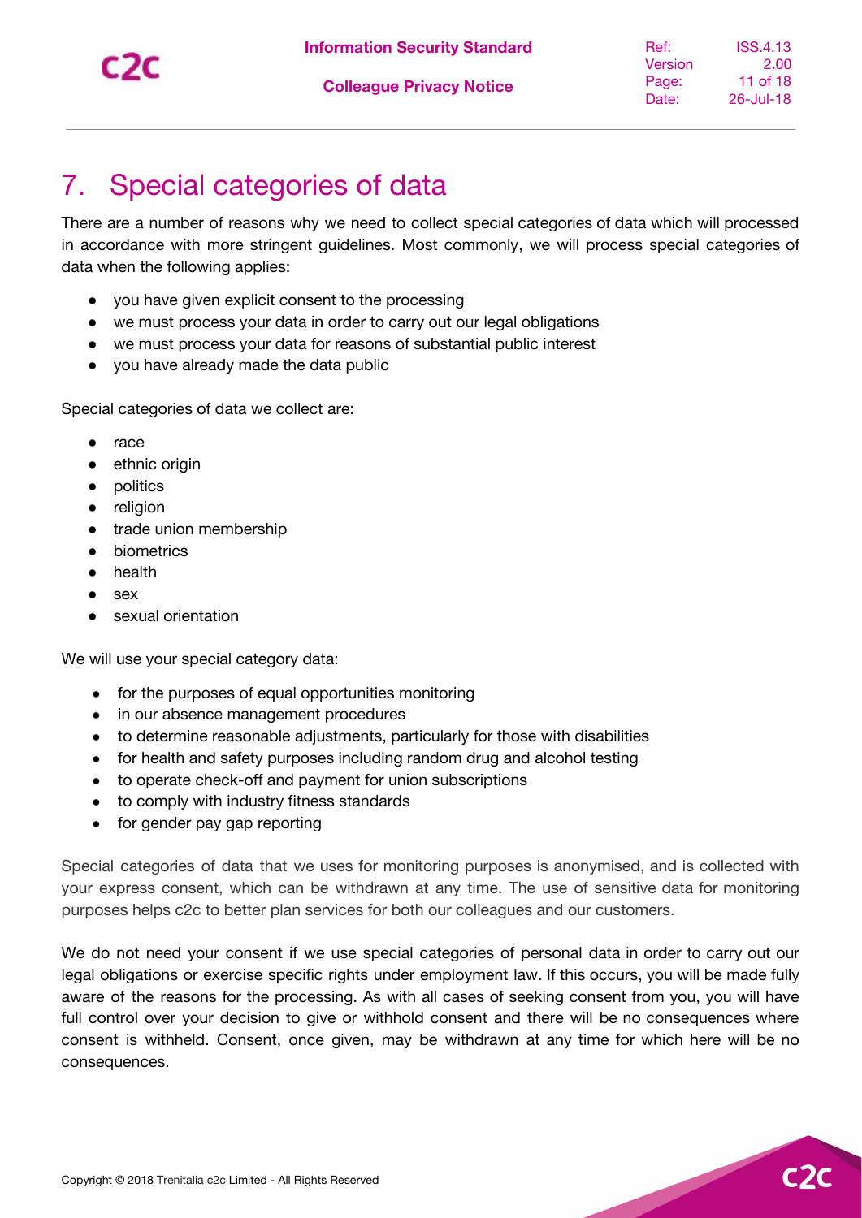# 7. Special categories of data

There are a number of reasons why we need to collect special categories of data which will processed in accordance with more stringent guidelines. Most commonly, we will process special categories of data when the following applies:

- you have given explicit consent to the processing
- we must process your data in order to carry out our legal obligations
- we must process your data for reasons of substantial public interest
- you have already made the data public

Special categories of data we collect are:

- race
- ethnic origin
- politics
- religion
- trade union membership
- biometrics
- health
- sex
- sexual orientation

We will use your special category data:

- for the purposes of equal opportunities monitoring
- in our absence management procedures
- to determine reasonable adjustments, particularly for those with disabilities
- for health and safety purposes including random drug and alcohol testing
- to operate check-off and payment for union subscriptions
- to comply with industry fitness standards
- for gender pay gap reporting

Special categories of data that we uses for monitoring purposes is anonymised, and is collected with your express consent, which can be withdrawn at any time. The use of sensitive data for monitoring purposes helps c2c to better plan services for both our colleagues and our customers.

We do not need your consent if we use special categories of personal data in order to carry out our legal obligations or exercise specific rights under employment law. If this occurs, you will be made fully aware of the reasons for the processing. As with all cases of seeking consent from you, you will have full control over your decision to give or withhold consent and there will be no consequences where consent is withheld. Consent, once given, may be withdrawn at any time for which here will be no consequences.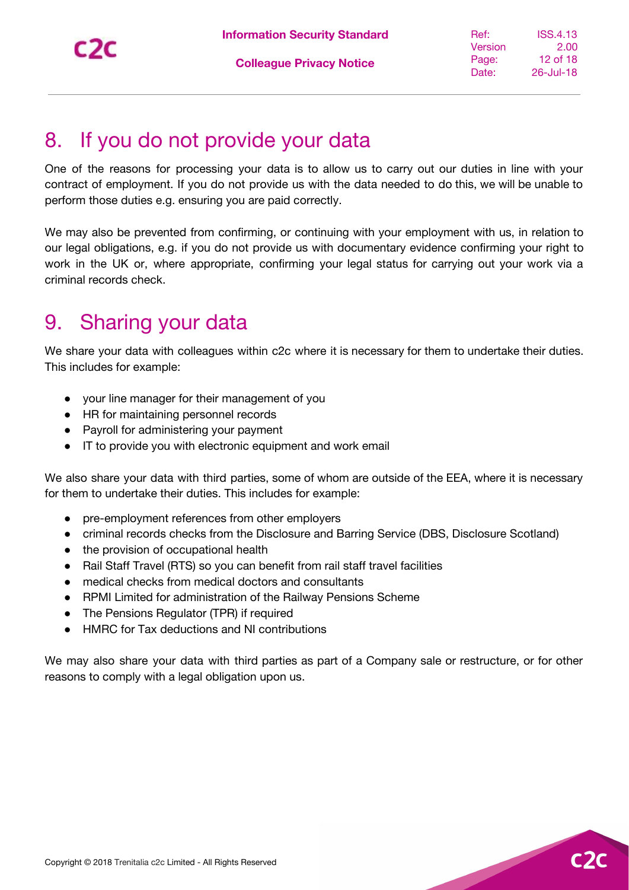## 8. If you do not provide your data

One of the reasons for processing your data is to allow us to carry out our duties in line with your contract of employment. If you do not provide us with the data needed to do this, we will be unable to perform those duties e.g. ensuring you are paid correctly.

We may also be prevented from confirming, or continuing with your employment with us, in relation to our legal obligations, e.g. if you do not provide us with documentary evidence confirming your right to work in the UK or, where appropriate, confirming your legal status for carrying out your work via a criminal records check.

## 9. Sharing your data

We share your data with colleagues within c2c where it is necessary for them to undertake their duties. This includes for example:

- your line manager for their management of you
- HR for maintaining personnel records
- Payroll for administering your payment
- IT to provide you with electronic equipment and work email

We also share your data with third parties, some of whom are outside of the EEA, where it is necessary for them to undertake their duties. This includes for example:

- pre-employment references from other employers
- criminal records checks from the Disclosure and Barring Service (DBS, Disclosure Scotland)
- the provision of occupational health
- Rail Staff Travel (RTS) so you can benefit from rail staff travel facilities
- medical checks from medical doctors and consultants
- RPMI Limited for administration of the Railway Pensions Scheme
- The Pensions Regulator (TPR) if required
- HMRC for Tax deductions and NI contributions

We may also share your data with third parties as part of a Company sale or restructure, or for other reasons to comply with a legal obligation upon us.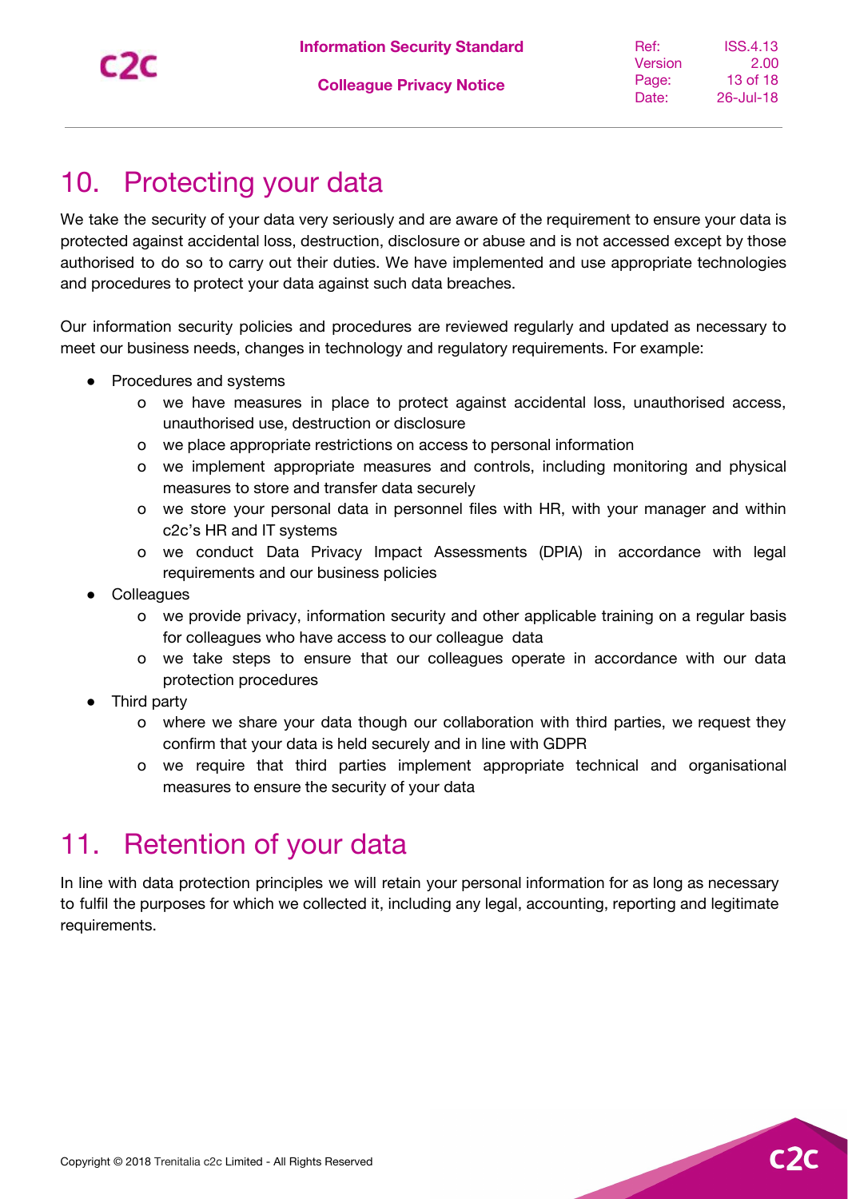## 10. Protecting your data

We take the security of your data very seriously and are aware of the requirement to ensure your data is protected against accidental loss, destruction, disclosure or abuse and is not accessed except by those authorised to do so to carry out their duties. We have implemented and use appropriate technologies and procedures to protect your data against such data breaches.

Our information security policies and procedures are reviewed regularly and updated as necessary to meet our business needs, changes in technology and regulatory requirements. For example:

- Procedures and systems
  - we have measures in place to protect against accidental loss, unauthorised access, unauthorised use, destruction or disclosure
  - we place appropriate restrictions on access to personal information
  - we implement appropriate measures and controls, including monitoring and physical measures to store and transfer data securely
  - we store your personal data in personnel files with HR, with your manager and within c2c's HR and IT systems
  - we conduct Data Privacy Impact Assessments (DPIA) in accordance with legal requirements and our business policies
- Colleagues
  - we provide privacy, information security and other applicable training on a regular basis for colleagues who have access to our colleague data
  - we take steps to ensure that our colleagues operate in accordance with our data protection procedures
- Third party
  - where we share your data though our collaboration with third parties, we request they confirm that your data is held securely and in line with GDPR
  - we require that third parties implement appropriate technical and organisational measures to ensure the security of your data

## 11. Retention of your data

In line with data protection principles we will retain your personal information for as long as necessary to fulfil the purposes for which we collected it, including any legal, accounting, reporting and legitimate requirements.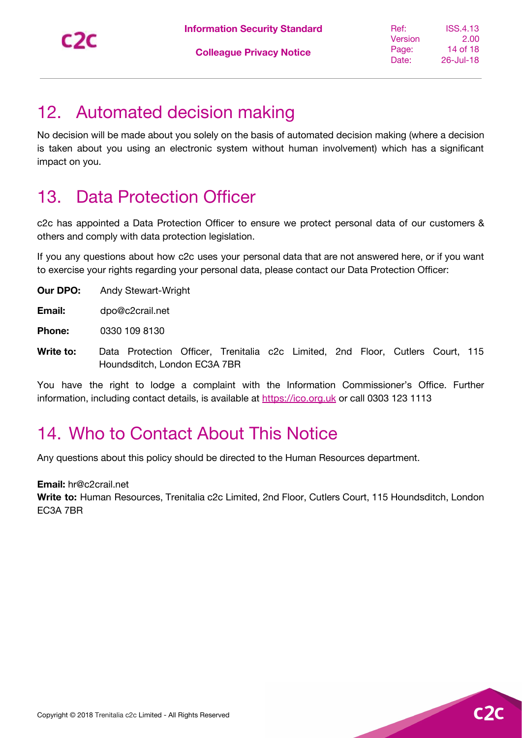## 12. Automated decision making

No decision will be made about you solely on the basis of automated decision making (where a decision is taken about you using an electronic system without human involvement) which has a significant impact on you.

## 13. Data Protection Officer

c2c has appointed a Data Protection Officer to ensure we protect personal data of our customers & others and comply with data protection legislation.

If you any questions about how c2c uses your personal data that are not answered here, or if you want to exercise your rights regarding your personal data, please contact our Data Protection Officer:

**Our DPO:** Andy Stewart-Wright

**Email:** dpo@c2crail.net

**Phone:** 0330 109 8130

**Write to:** Data Protection Officer, Trenitalia c2c Limited, 2nd Floor, Cutlers Court, 115 Houndsditch, London EC3A 7BR

You have the right to lodge a complaint with the Information Commissioner's Office. Further information, including contact details, is available at https://ico.org.uk or call 0303 123 1113

## 14. Who to Contact About This Notice

Any questions about this policy should be directed to the Human Resources department.

**Email:** hr@c2crail.net
**Write to:** Human Resources, Trenitalia c2c Limited, 2nd Floor, Cutlers Court, 115 Houndsditch, London EC3A 7BR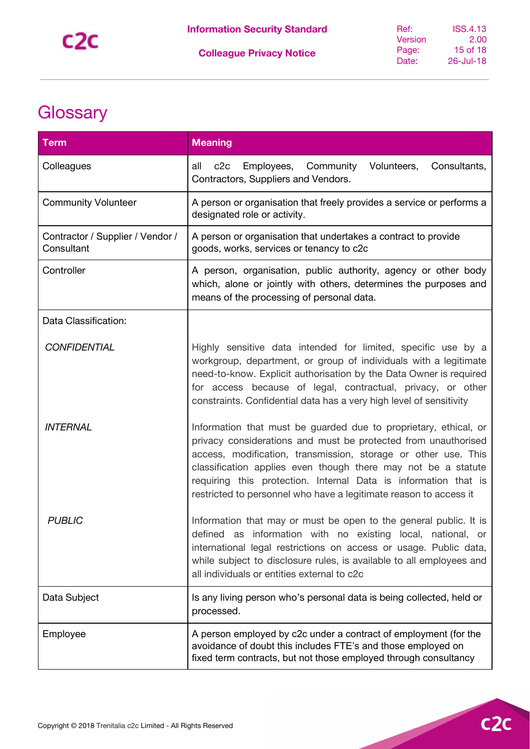# Glossary

| Term | Meaning |
|---|---|
| Colleagues | all c2c Employees, Community Volunteers, Consultants, Contractors, Suppliers and Vendors. |
| Community Volunteer | A person or organisation that freely provides a service or performs a designated role or activity. |
| Contractor / Supplier / Vendor / Consultant | A person or organisation that undertakes a contract to provide goods, works, services or tenancy to c2c |
| Controller | A person, organisation, public authority, agency or other body which, alone or jointly with others, determines the purposes and means of the processing of personal data. |
| Data Classification: | |
| *CONFIDENTIAL* | Highly sensitive data intended for limited, specific use by a workgroup, department, or group of individuals with a legitimate need-to-know. Explicit authorisation by the Data Owner is required for access because of legal, contractual, privacy, or other constraints. Confidential data has a very high level of sensitivity |
| *INTERNAL* | Information that must be guarded due to proprietary, ethical, or privacy considerations and must be protected from unauthorised access, modification, transmission, storage or other use. This classification applies even though there may not be a statute requiring this protection. Internal Data is information that is restricted to personnel who have a legitimate reason to access it |
| *PUBLIC* | Information that may or must be open to the general public. It is defined as information with no existing local, national, or international legal restrictions on access or usage. Public data, while subject to disclosure rules, is available to all employees and all individuals or entities external to c2c |
| Data Subject | Is any living person who's personal data is being collected, held or processed. |
| Employee | A person employed by c2c under a contract of employment (for the avoidance of doubt this includes FTE's and those employed on fixed term contracts, but not those employed through consultancy |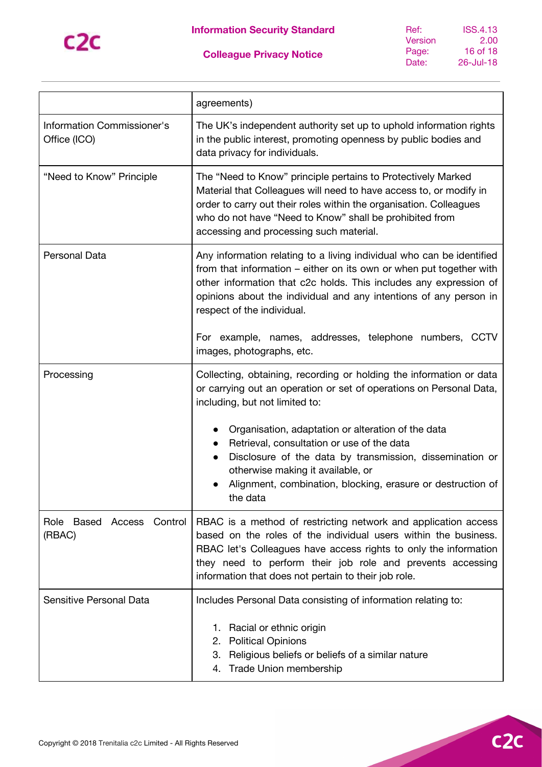| | |
|---|---|
| | agreements) |
| Information Commissioner's Office (ICO) | The UK's independent authority set up to uphold information rights in the public interest, promoting openness by public bodies and data privacy for individuals. |
| "Need to Know" Principle | The "Need to Know" principle pertains to Protectively Marked Material that Colleagues will need to have access to, or modify in order to carry out their roles within the organisation. Colleagues who do not have "Need to Know" shall be prohibited from accessing and processing such material. |
| Personal Data | Any information relating to a living individual who can be identified from that information – either on its own or when put together with other information that c2c holds. This includes any expression of opinions about the individual and any intentions of any person in respect of the individual.<br><br>For example, names, addresses, telephone numbers, CCTV images, photographs, etc. |
| Processing | Collecting, obtaining, recording or holding the information or data or carrying out an operation or set of operations on Personal Data, including, but not limited to:<br><br>• Organisation, adaptation or alteration of the data<br>• Retrieval, consultation or use of the data<br>• Disclosure of the data by transmission, dissemination or otherwise making it available, or<br>• Alignment, combination, blocking, erasure or destruction of the data |
| Role Based Access Control (RBAC) | RBAC is a method of restricting network and application access based on the roles of the individual users within the business. RBAC let's Colleagues have access rights to only the information they need to perform their job role and prevents accessing information that does not pertain to their job role. |
| Sensitive Personal Data | Includes Personal Data consisting of information relating to:<br><br>1. Racial or ethnic origin<br>2. Political Opinions<br>3. Religious beliefs or beliefs of a similar nature<br>4. Trade Union membership |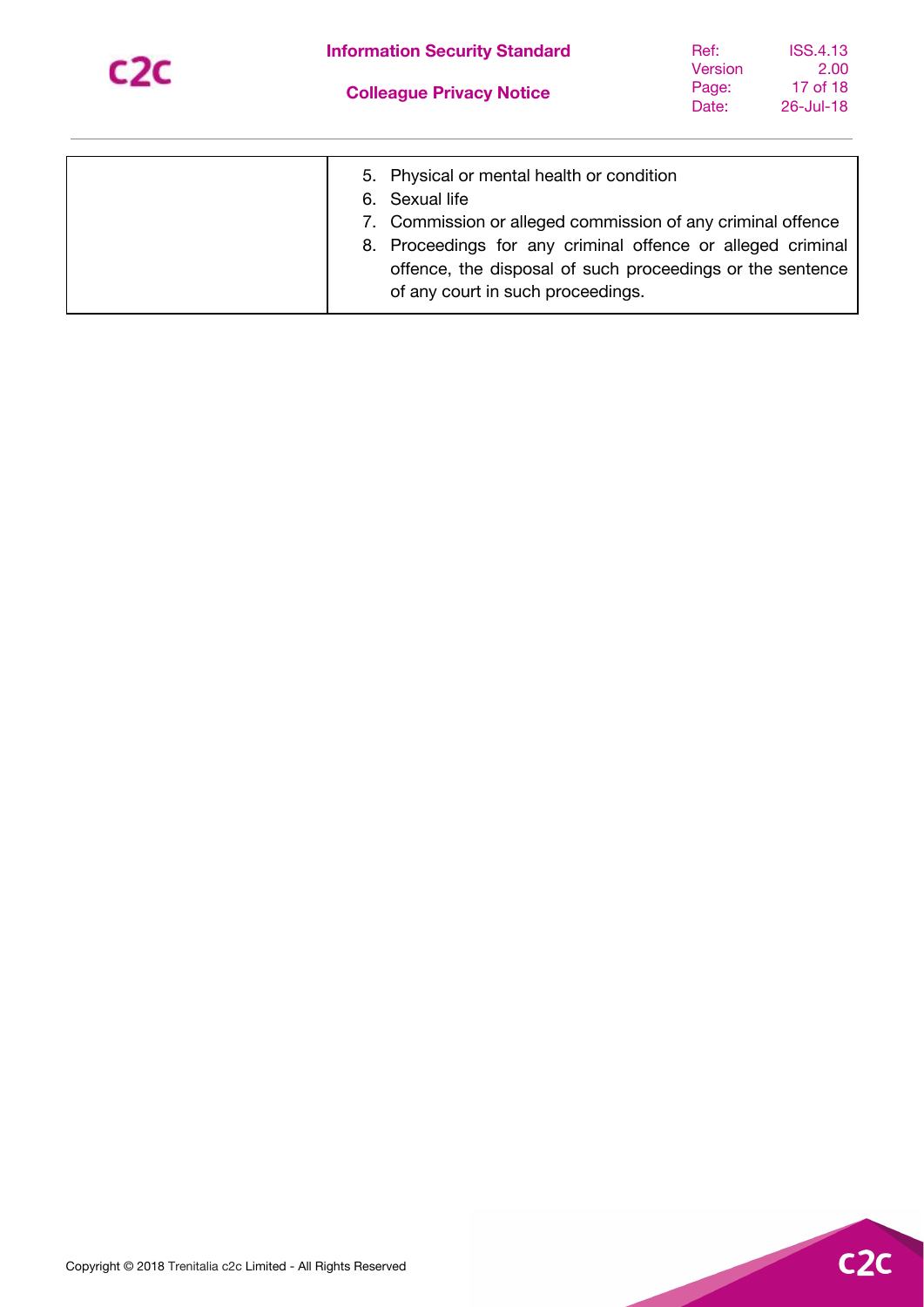| | |
|---|---|
| | 5. Physical or mental health or condition<br>6. Sexual life<br>7. Commission or alleged commission of any criminal offence<br>8. Proceedings for any criminal offence or alleged criminal offence, the disposal of such proceedings or the sentence of any court in such proceedings. |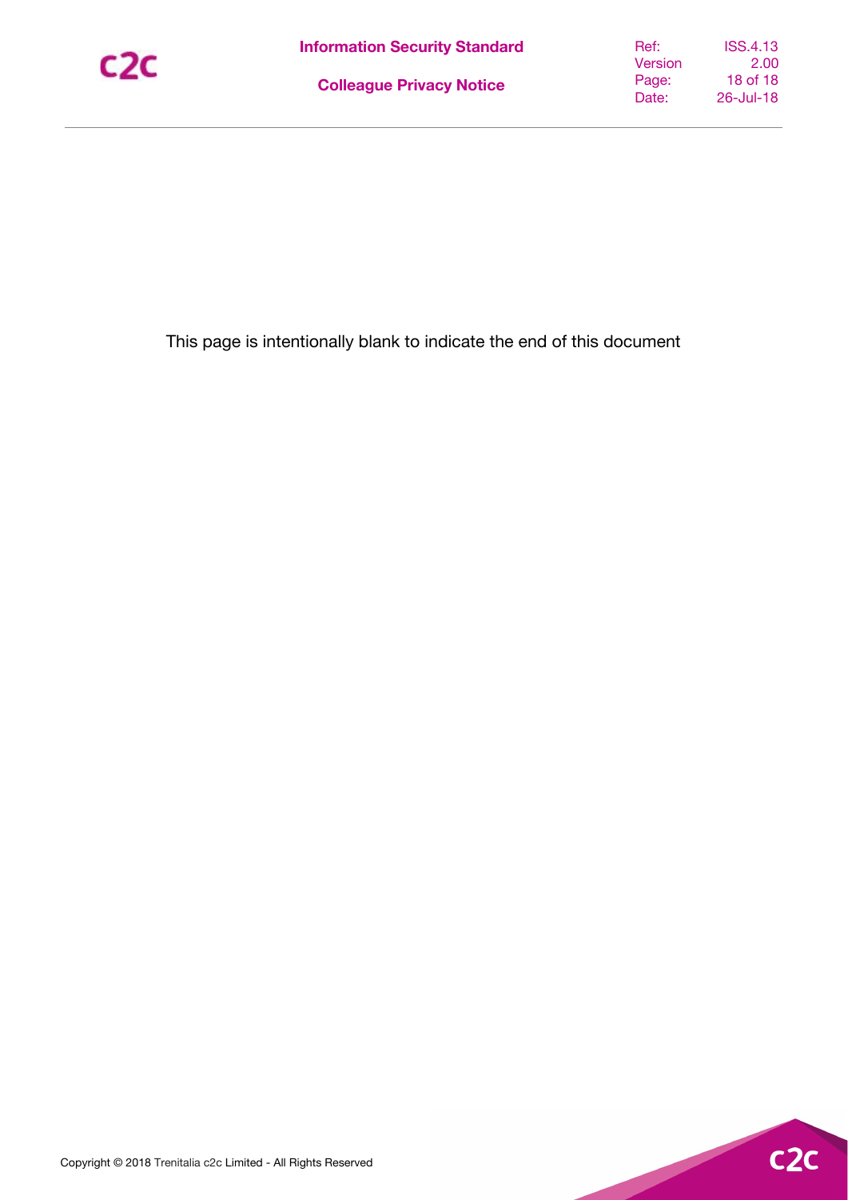This page is intentionally blank to indicate the end of this document